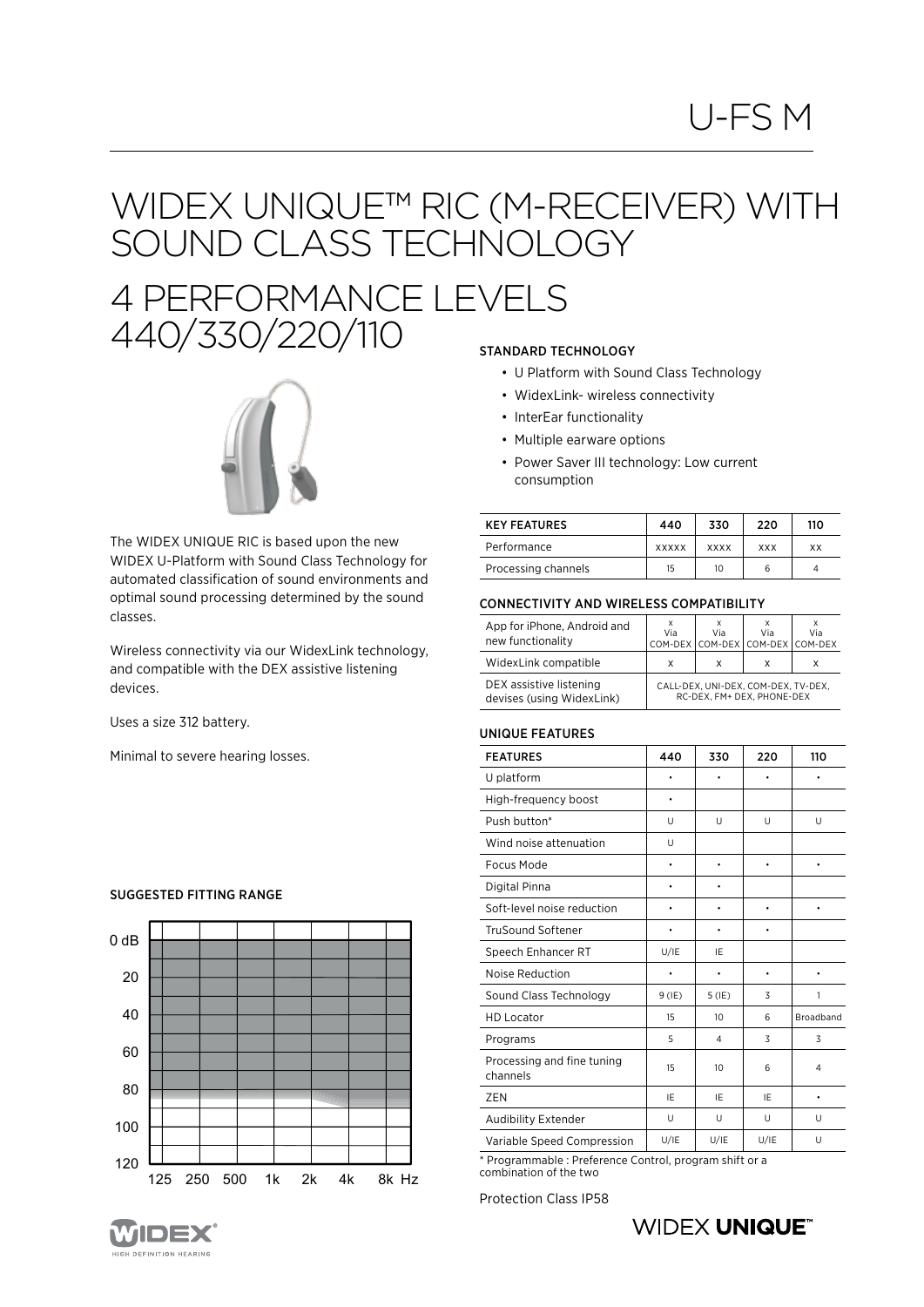# U-FS M

# WIDEX UNIQUE™ RIC (M-RECEIVER) WITH SOUND CLASS TECHNOLOGY

## 4 PERFORMANCE LEVELS 440/330/220/110

The WIDEX UNIQUE RIC is based upon the new WIDEX U-Platform with Sound Class Technology for automated classification of sound environments and optimal sound processing determined by the sound classes.

Wireless connectivity via our WidexLink technology, and compatible with the DEX assistive listening devices.

Uses a size 312 battery.

Minimal to severe hearing losses.

### SUGGESTED FITTING RANGE

0 dB, 20, 40, 60, 80, 100, 120

125, 250, 500, 1k, 2k, 4k, 8k Hz

### STANDARD TECHNOLOGY

- U Platform with Sound Class Technology
- WidexLink- wireless connectivity
- InterEar functionality
- Multiple earware options
- Power Saver III technology: Low current consumption

| KEY FEATURES | 440 | 330 | 220 | 110 |
|---|---|---|---|---|
| Performance | XXXXX | XXXX | XXX | XX |
| Processing channels | 15 | 10 | 6 | 4 |

### CONNECTIVITY AND WIRELESS COMPATIBILITY

| | | | | |
|---|---|---|---|---|
| App for iPhone, Android and new functionality | X Via COM-DEX | X Via COM-DEX | X Via COM-DEX | X Via COM-DEX |
| WidexLink compatible | X | X | X | X |
| DEX assistive listening devises (using WidexLink) | CALL-DEX, UNI-DEX, COM-DEX, TV-DEX, RC-DEX, FM+ DEX, PHONE-DEX | | | |

### UNIQUE FEATURES

| FEATURES | 440 | 330 | 220 | 110 |
|---|---|---|---|---|
| U platform | • | • | • | • |
| High-frequency boost | • | | | |
| Push button* | U | U | U | U |
| Wind noise attenuation | U | | | |
| Focus Mode | • | • | • | • |
| Digital Pinna | • | • | | |
| Soft-level noise reduction | • | • | • | • |
| TruSound Softener | • | • | • | |
| Speech Enhancer RT | U/IE | IE | | |
| Noise Reduction | • | • | • | • |
| Sound Class Technology | 9 (IE) | 5 (IE) | 3 | 1 |
| HD Locator | 15 | 10 | 6 | Broadband |
| Programs | 5 | 4 | 3 | 3 |
| Processing and fine tuning channels | 15 | 10 | 6 | 4 |
| ZEN | IE | IE | IE | • |
| Audibility Extender | U | U | U | U |
| Variable Speed Compression | U/IE | U/IE | U/IE | U |

\* Programmable : Preference Control, program shift or a combination of the two

Protection Class IP58

WIDEX UNIQUE™

WIDEX HIGH DEFINITION HEARING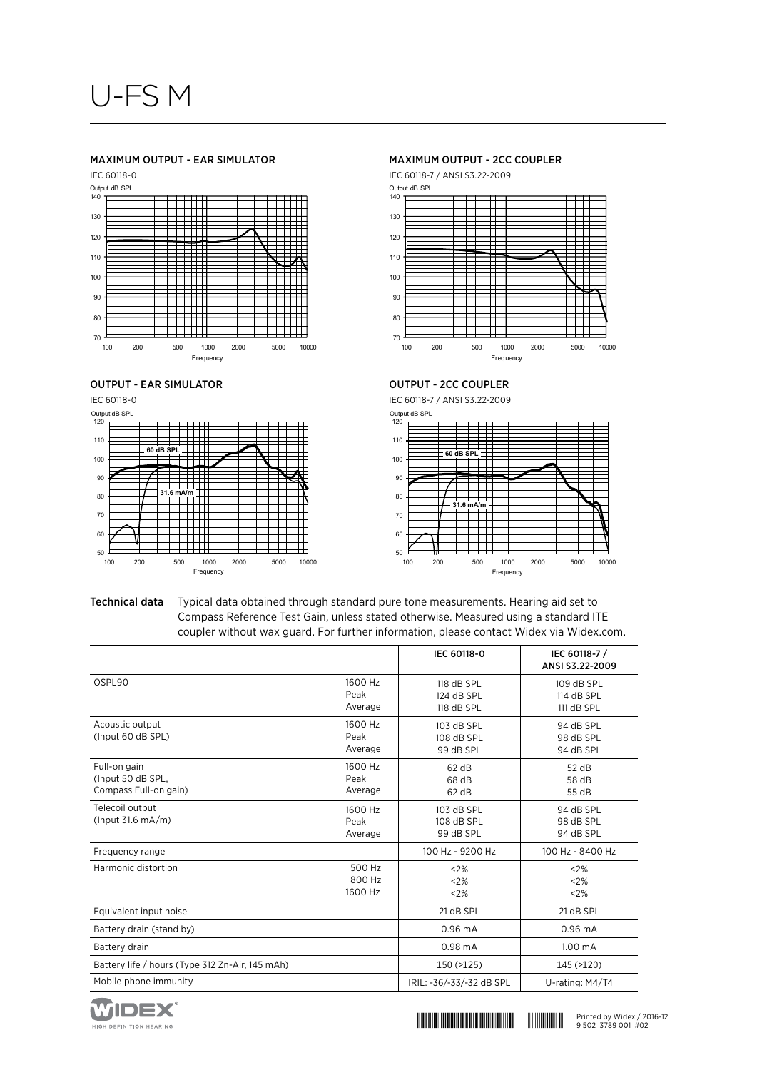# U-FS M

## MAXIMUM OUTPUT - EAR SIMULATOR

IEC 60118-0

Output dB SPL
140
130
120
110
100
90
80
70
100 200 500 1000 2000 5000 10000
Frequency

## MAXIMUM OUTPUT - 2CC COUPLER

IEC 60118-7 / ANSI S3.22-2009

Output dB SPL
140
130
120
110
100
90
80
70
100 200 500 1000 2000 5000 10000
Frequency

## OUTPUT - EAR SIMULATOR

IEC 60118-0

Output dB SPL
120
110
100
90
80
70
60
50
60 dB SPL
31.6 mA/m
100 200 500 1000 2000 5000 10000
Frequency

## OUTPUT - 2CC COUPLER

IEC 60118-7 / ANSI S3.22-2009

Output dB SPL
120
110
100
90
80
70
60
50
60 dB SPL
31.6 mA/m
100 200 500 1000 2000 5000 10000
Frequency

**Technical data** Typical data obtained through standard pure tone measurements. Hearing aid set to Compass Reference Test Gain, unless stated otherwise. Measured using a standard ITE coupler without wax guard. For further information, please contact Widex via Widex.com.

| | | IEC 60118-0 | IEC 60118-7 / ANSI S3.22-2009 |
|---|---|---|---|
| OSPL90 | 1600 Hz<br>Peak<br>Average | 118 dB SPL<br>124 dB SPL<br>118 dB SPL | 109 dB SPL<br>114 dB SPL<br>111 dB SPL |
| Acoustic output<br>(Input 60 dB SPL) | 1600 Hz<br>Peak<br>Average | 103 dB SPL<br>108 dB SPL<br>99 dB SPL | 94 dB SPL<br>98 dB SPL<br>94 dB SPL |
| Full-on gain<br>(Input 50 dB SPL,<br>Compass Full-on gain) | 1600 Hz<br>Peak<br>Average | 62 dB<br>68 dB<br>62 dB | 52 dB<br>58 dB<br>55 dB |
| Telecoil output<br>(Input 31.6 mA/m) | 1600 Hz<br>Peak<br>Average | 103 dB SPL<br>108 dB SPL<br>99 dB SPL | 94 dB SPL<br>98 dB SPL<br>94 dB SPL |
| Frequency range | | 100 Hz - 9200 Hz | 100 Hz - 8400 Hz |
| Harmonic distortion | 500 Hz<br>800 Hz<br>1600 Hz | <2%<br><2%<br><2% | <2%<br><2%<br><2% |
| Equivalent input noise | | 21 dB SPL | 21 dB SPL |
| Battery drain (stand by) | | 0.96 mA | 0.96 mA |
| Battery drain | | 0.98 mA | 1.00 mA |
| Battery life / hours (Type 312 Zn-Air, 145 mAh) | | 150 (>125) | 145 (>120) |
| Mobile phone immunity | | IRIL: -36/-33/-32 dB SPL | U-rating: M4/T4 |

WIDEX®
HIGH DEFINITION HEARING

Printed by Widex / 2016-12
9 502 3789 001 #02